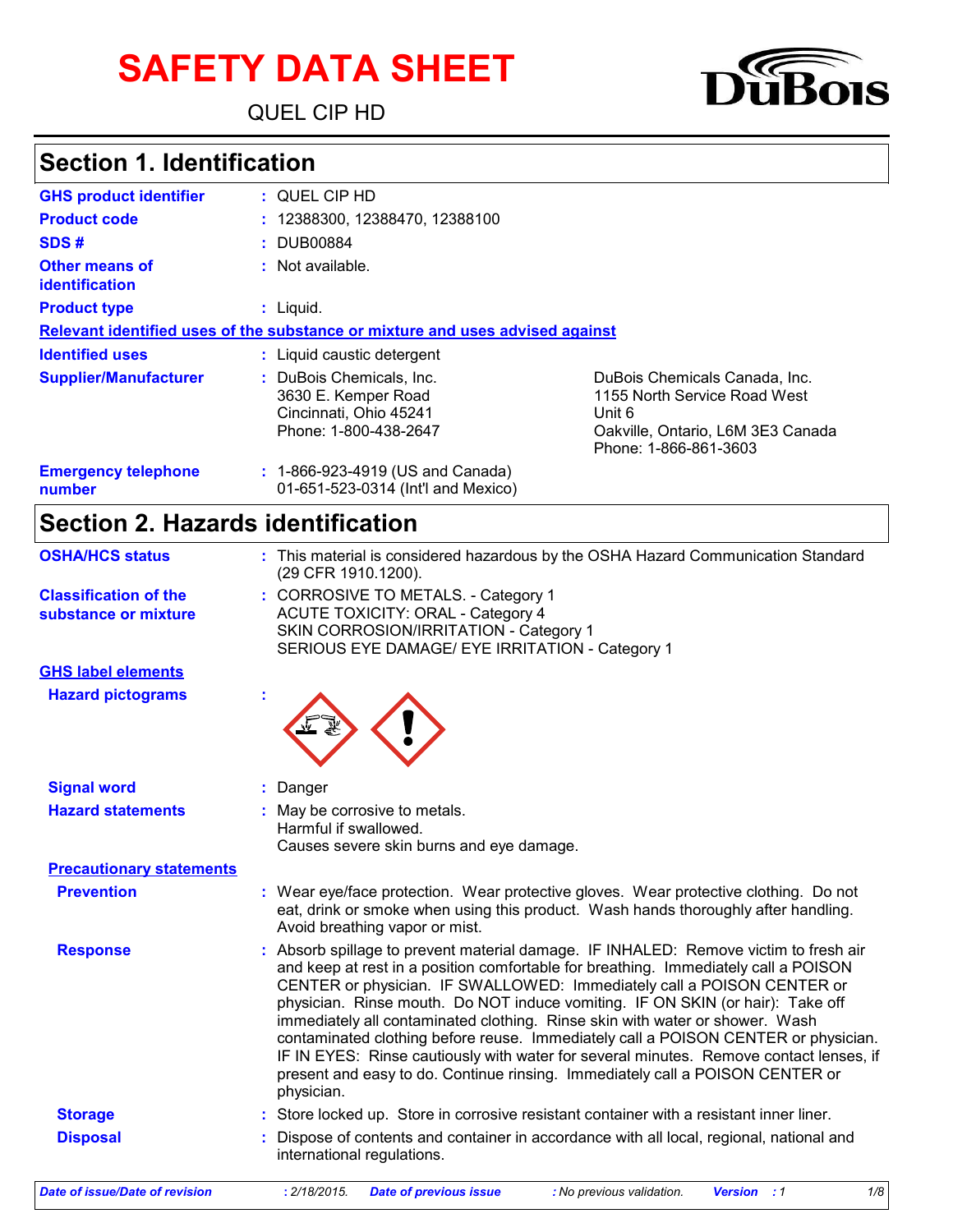# SAFETY DATA SHEET

QUEL CIP HD

DuBois

## Section 1. Identification

| | |
|---|---|
| **GHS product identifier** | : QUEL CIP HD |
| **Product code** | : 12388300, 12388470, 12388100 |
| **SDS #** | : DUB00884 |
| **Other means of identification** | : Not available. |
| **Product type** | : Liquid. |

**Relevant identified uses of the substance or mixture and uses advised against**

| | | |
|---|---|---|
| **Identified uses** | : Liquid caustic detergent | |
| **Supplier/Manufacturer** | : DuBois Chemicals, Inc.<br>3630 E. Kemper Road<br>Cincinnati, Ohio 45241<br>Phone: 1-800-438-2647 | DuBois Chemicals Canada, Inc.<br>1155 North Service Road West<br>Unit 6<br>Oakville, Ontario, L6M 3E3 Canada<br>Phone: 1-866-861-3603 |
| **Emergency telephone number** | : 1-866-923-4919 (US and Canada)<br>01-651-523-0314 (Int'l and Mexico) | |

## Section 2. Hazards identification

**OSHA/HCS status** : This material is considered hazardous by the OSHA Hazard Communication Standard (29 CFR 1910.1200).

**Classification of the substance or mixture** : CORROSIVE TO METALS. - Category 1
ACUTE TOXICITY: ORAL - Category 4
SKIN CORROSION/IRRITATION - Category 1
SERIOUS EYE DAMAGE/ EYE IRRITATION - Category 1

**GHS label elements**

**Hazard pictograms** :

**Signal word** : Danger

**Hazard statements** : May be corrosive to metals.
Harmful if swallowed.
Causes severe skin burns and eye damage.

**Precautionary statements**

**Prevention** : Wear eye/face protection. Wear protective gloves. Wear protective clothing. Do not eat, drink or smoke when using this product. Wash hands thoroughly after handling. Avoid breathing vapor or mist.

**Response** : Absorb spillage to prevent material damage. IF INHALED: Remove victim to fresh air and keep at rest in a position comfortable for breathing. Immediately call a POISON CENTER or physician. IF SWALLOWED: Immediately call a POISON CENTER or physician. Rinse mouth. Do NOT induce vomiting. IF ON SKIN (or hair): Take off immediately all contaminated clothing. Rinse skin with water or shower. Wash contaminated clothing before reuse. Immediately call a POISON CENTER or physician. IF IN EYES: Rinse cautiously with water for several minutes. Remove contact lenses, if present and easy to do. Continue rinsing. Immediately call a POISON CENTER or physician.

**Storage** : Store locked up. Store in corrosive resistant container with a resistant inner liner.

**Disposal** : Dispose of contents and container in accordance with all local, regional, national and international regulations.

*Date of issue/Date of revision : 2/18/2015. Date of previous issue : No previous validation. Version : 1*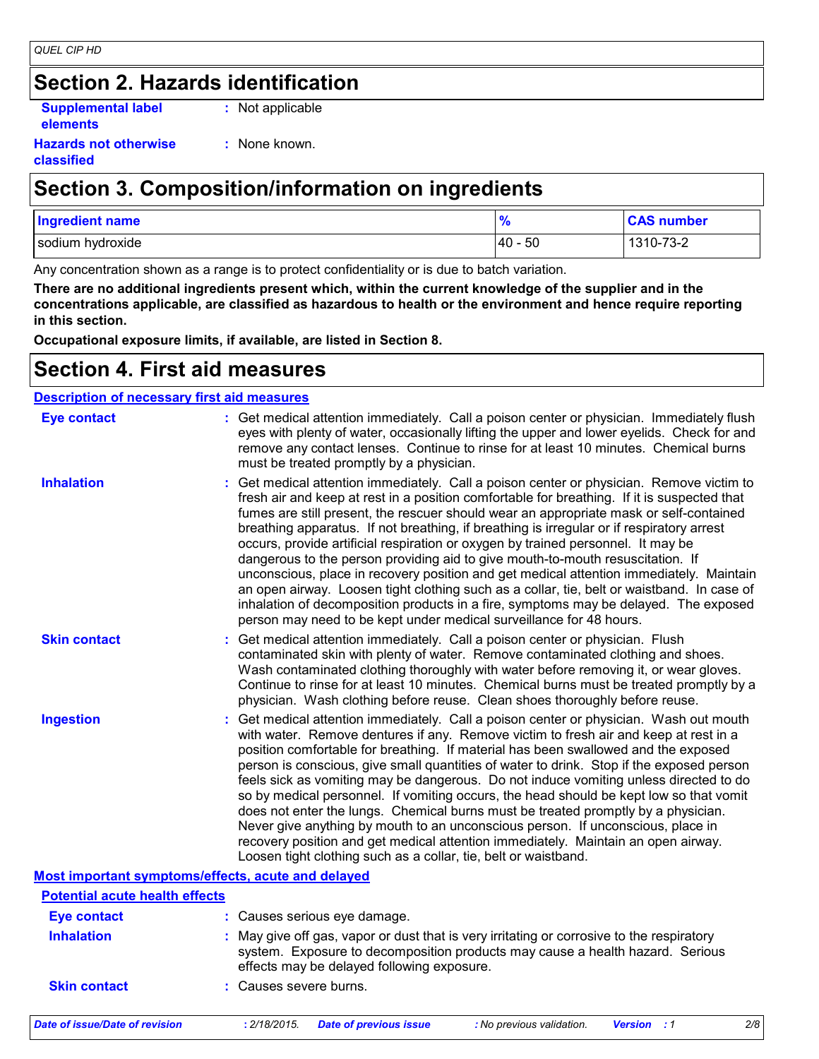## Section 2. Hazards identification

**Supplemental label elements** : Not applicable

**Hazards not otherwise classified** : None known.

## Section 3. Composition/information on ingredients

| Ingredient name | % | CAS number |
| --- | --- | --- |
| sodium hydroxide | 40 - 50 | 1310-73-2 |

Any concentration shown as a range is to protect confidentiality or is due to batch variation.

**There are no additional ingredients present which, within the current knowledge of the supplier and in the concentrations applicable, are classified as hazardous to health or the environment and hence require reporting in this section.**

**Occupational exposure limits, if available, are listed in Section 8.**

## Section 4. First aid measures

### Description of necessary first aid measures

**Eye contact** : Get medical attention immediately. Call a poison center or physician. Immediately flush eyes with plenty of water, occasionally lifting the upper and lower eyelids. Check for and remove any contact lenses. Continue to rinse for at least 10 minutes. Chemical burns must be treated promptly by a physician.

**Inhalation** : Get medical attention immediately. Call a poison center or physician. Remove victim to fresh air and keep at rest in a position comfortable for breathing. If it is suspected that fumes are still present, the rescuer should wear an appropriate mask or self-contained breathing apparatus. If not breathing, if breathing is irregular or if respiratory arrest occurs, provide artificial respiration or oxygen by trained personnel. It may be dangerous to the person providing aid to give mouth-to-mouth resuscitation. If unconscious, place in recovery position and get medical attention immediately. Maintain an open airway. Loosen tight clothing such as a collar, tie, belt or waistband. In case of inhalation of decomposition products in a fire, symptoms may be delayed. The exposed person may need to be kept under medical surveillance for 48 hours.

**Skin contact** : Get medical attention immediately. Call a poison center or physician. Flush contaminated skin with plenty of water. Remove contaminated clothing and shoes. Wash contaminated clothing thoroughly with water before removing it, or wear gloves. Continue to rinse for at least 10 minutes. Chemical burns must be treated promptly by a physician. Wash clothing before reuse. Clean shoes thoroughly before reuse.

**Ingestion** : Get medical attention immediately. Call a poison center or physician. Wash out mouth with water. Remove dentures if any. Remove victim to fresh air and keep at rest in a position comfortable for breathing. If material has been swallowed and the exposed person is conscious, give small quantities of water to drink. Stop if the exposed person feels sick as vomiting may be dangerous. Do not induce vomiting unless directed to do so by medical personnel. If vomiting occurs, the head should be kept low so that vomit does not enter the lungs. Chemical burns must be treated promptly by a physician. Never give anything by mouth to an unconscious person. If unconscious, place in recovery position and get medical attention immediately. Maintain an open airway. Loosen tight clothing such as a collar, tie, belt or waistband.

### Most important symptoms/effects, acute and delayed

#### Potential acute health effects

**Eye contact** : Causes serious eye damage.

**Inhalation** : May give off gas, vapor or dust that is very irritating or corrosive to the respiratory system. Exposure to decomposition products may cause a health hazard. Serious effects may be delayed following exposure.

**Skin contact** : Causes severe burns.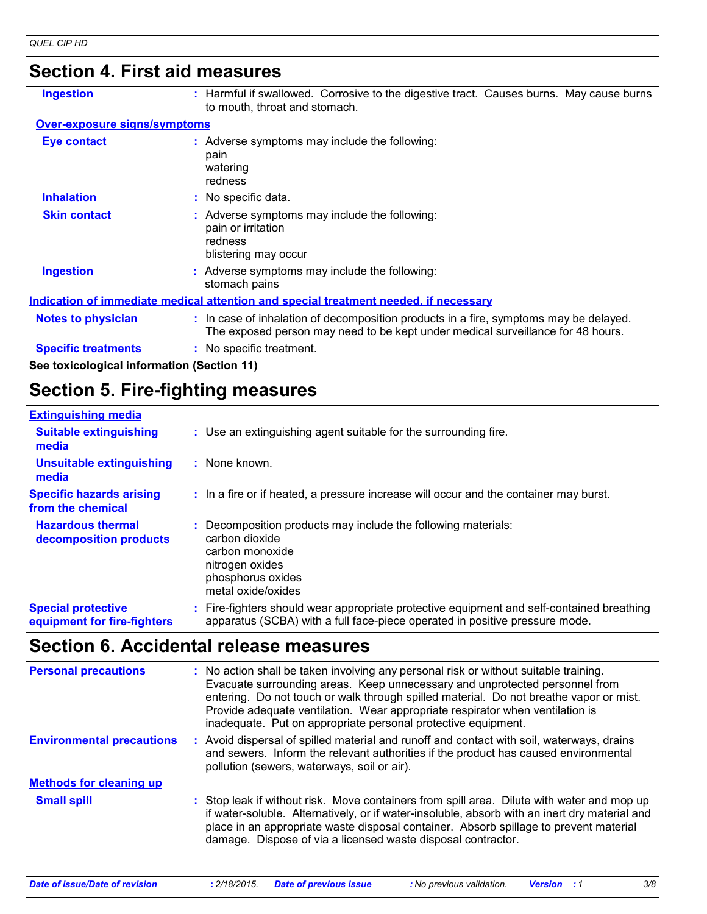## Section 4. First aid measures

**Ingestion** : Harmful if swallowed. Corrosive to the digestive tract. Causes burns. May cause burns to mouth, throat and stomach.

### Over-exposure signs/symptoms

**Eye contact** : Adverse symptoms may include the following:
pain
watering
redness

**Inhalation** : No specific data.

**Skin contact** : Adverse symptoms may include the following:
pain or irritation
redness
blistering may occur

**Ingestion** : Adverse symptoms may include the following:
stomach pains

### Indication of immediate medical attention and special treatment needed, if necessary

**Notes to physician** : In case of inhalation of decomposition products in a fire, symptoms may be delayed. The exposed person may need to be kept under medical surveillance for 48 hours.

**Specific treatments** : No specific treatment.

**See toxicological information (Section 11)**

## Section 5. Fire-fighting measures

### Extinguishing media

**Suitable extinguishing media** : Use an extinguishing agent suitable for the surrounding fire.

**Unsuitable extinguishing media** : None known.

**Specific hazards arising from the chemical** : In a fire or if heated, a pressure increase will occur and the container may burst.

**Hazardous thermal decomposition products** : Decomposition products may include the following materials:
carbon dioxide
carbon monoxide
nitrogen oxides
phosphorus oxides
metal oxide/oxides

**Special protective equipment for fire-fighters** : Fire-fighters should wear appropriate protective equipment and self-contained breathing apparatus (SCBA) with a full face-piece operated in positive pressure mode.

## Section 6. Accidental release measures

**Personal precautions** : No action shall be taken involving any personal risk or without suitable training. Evacuate surrounding areas. Keep unnecessary and unprotected personnel from entering. Do not touch or walk through spilled material. Do not breathe vapor or mist. Provide adequate ventilation. Wear appropriate respirator when ventilation is inadequate. Put on appropriate personal protective equipment.

**Environmental precautions** : Avoid dispersal of spilled material and runoff and contact with soil, waterways, drains and sewers. Inform the relevant authorities if the product has caused environmental pollution (sewers, waterways, soil or air).

### Methods for cleaning up

**Small spill** : Stop leak if without risk. Move containers from spill area. Dilute with water and mop up if water-soluble. Alternatively, or if water-insoluble, absorb with an inert dry material and place in an appropriate waste disposal container. Absorb spillage to prevent material damage. Dispose of via a licensed waste disposal contractor.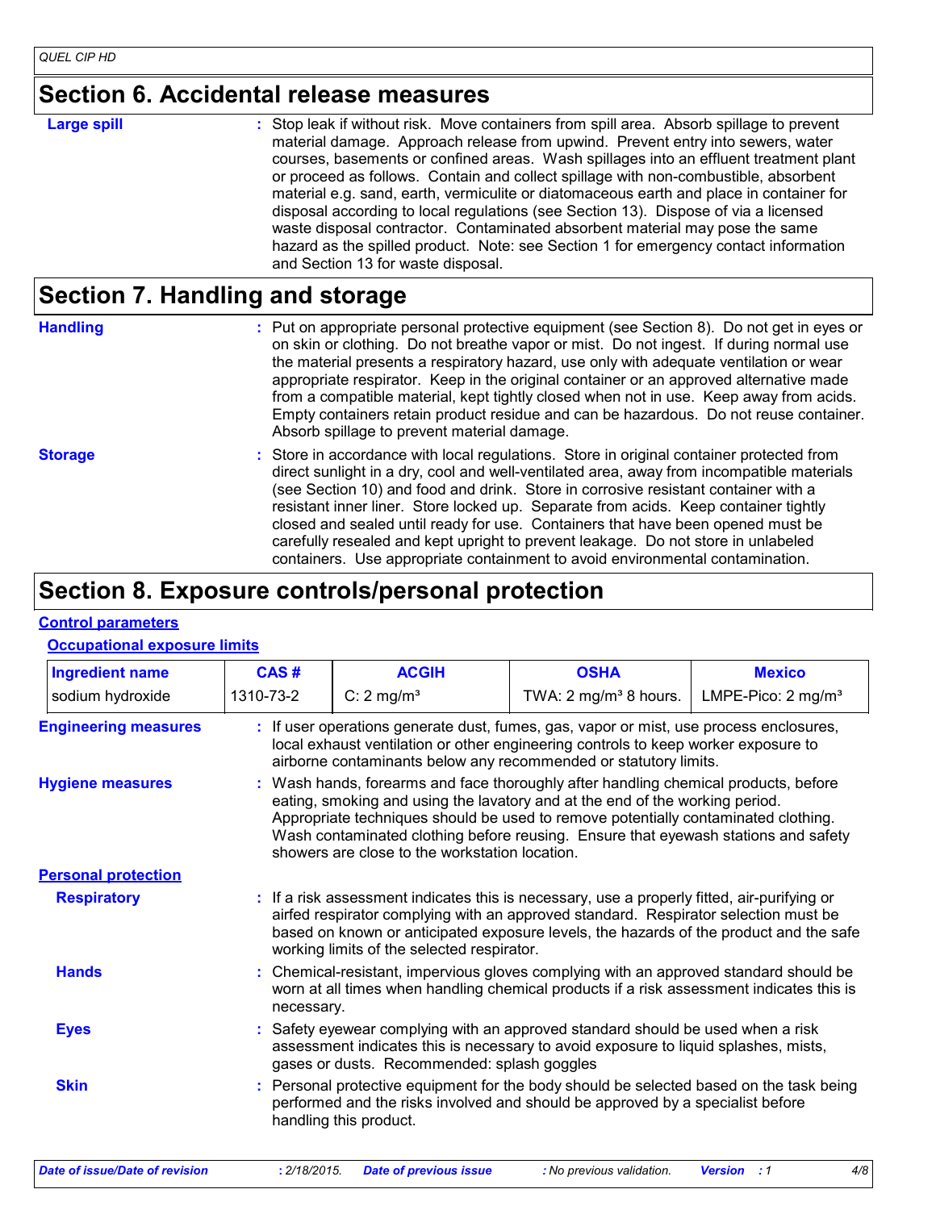## Section 6. Accidental release measures

**Large spill** : Stop leak if without risk. Move containers from spill area. Absorb spillage to prevent material damage. Approach release from upwind. Prevent entry into sewers, water courses, basements or confined areas. Wash spillages into an effluent treatment plant or proceed as follows. Contain and collect spillage with non-combustible, absorbent material e.g. sand, earth, vermiculite or diatomaceous earth and place in container for disposal according to local regulations (see Section 13). Dispose of via a licensed waste disposal contractor. Contaminated absorbent material may pose the same hazard as the spilled product. Note: see Section 1 for emergency contact information and Section 13 for waste disposal.

## Section 7. Handling and storage

**Handling** : Put on appropriate personal protective equipment (see Section 8). Do not get in eyes or on skin or clothing. Do not breathe vapor or mist. Do not ingest. If during normal use the material presents a respiratory hazard, use only with adequate ventilation or wear appropriate respirator. Keep in the original container or an approved alternative made from a compatible material, kept tightly closed when not in use. Keep away from acids. Empty containers retain product residue and can be hazardous. Do not reuse container. Absorb spillage to prevent material damage.

**Storage** : Store in accordance with local regulations. Store in original container protected from direct sunlight in a dry, cool and well-ventilated area, away from incompatible materials (see Section 10) and food and drink. Store in corrosive resistant container with a resistant inner liner. Store locked up. Separate from acids. Keep container tightly closed and sealed until ready for use. Containers that have been opened must be carefully resealed and kept upright to prevent leakage. Do not store in unlabeled containers. Use appropriate containment to avoid environmental contamination.

## Section 8. Exposure controls/personal protection

**Control parameters**

**Occupational exposure limits**

| Ingredient name | CAS # | ACGIH | OSHA | Mexico |
|---|---|---|---|---|
| sodium hydroxide | 1310-73-2 | C: 2 mg/m³ | TWA: 2 mg/m³ 8 hours. | LMPE-Pico: 2 mg/m³ |

**Engineering measures** : If user operations generate dust, fumes, gas, vapor or mist, use process enclosures, local exhaust ventilation or other engineering controls to keep worker exposure to airborne contaminants below any recommended or statutory limits.

**Hygiene measures** : Wash hands, forearms and face thoroughly after handling chemical products, before eating, smoking and using the lavatory and at the end of the working period. Appropriate techniques should be used to remove potentially contaminated clothing. Wash contaminated clothing before reusing. Ensure that eyewash stations and safety showers are close to the workstation location.

**Personal protection**

**Respiratory** : If a risk assessment indicates this is necessary, use a properly fitted, air-purifying or airfed respirator complying with an approved standard. Respirator selection must be based on known or anticipated exposure levels, the hazards of the product and the safe working limits of the selected respirator.

**Hands** : Chemical-resistant, impervious gloves complying with an approved standard should be worn at all times when handling chemical products if a risk assessment indicates this is necessary.

**Eyes** : Safety eyewear complying with an approved standard should be used when a risk assessment indicates this is necessary to avoid exposure to liquid splashes, mists, gases or dusts. Recommended: splash goggles

**Skin** : Personal protective equipment for the body should be selected based on the task being performed and the risks involved and should be approved by a specialist before handling this product.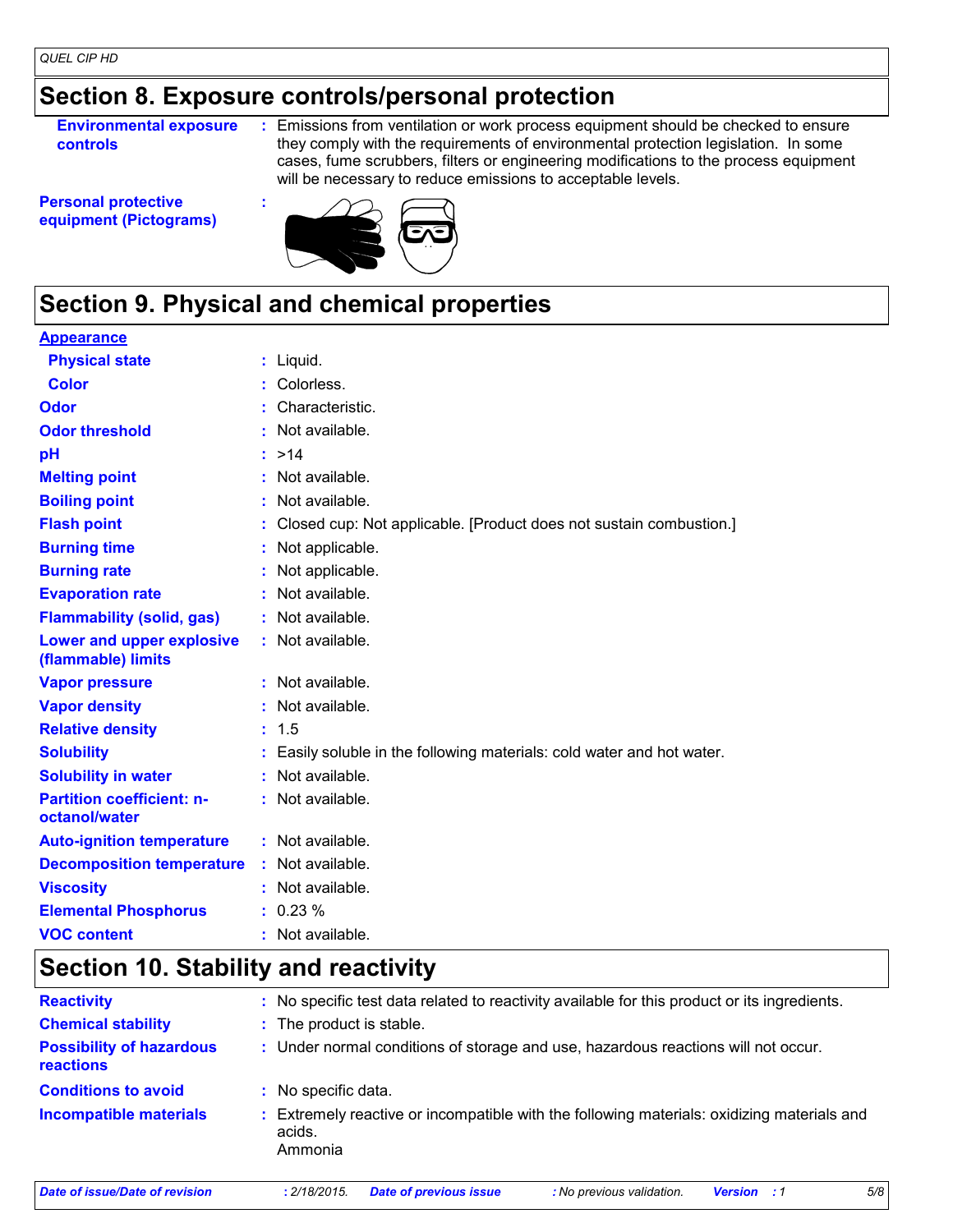## Section 8. Exposure controls/personal protection

| | |
|---|---|
| **Environmental exposure controls** | : Emissions from ventilation or work process equipment should be checked to ensure they comply with the requirements of environmental protection legislation. In some cases, fume scrubbers, filters or engineering modifications to the process equipment will be necessary to reduce emissions to acceptable levels. |
| **Personal protective equipment (Pictograms)** | : |

## Section 9. Physical and chemical properties

**Appearance**

| | |
|---|---|
| **Physical state** | : Liquid. |
| **Color** | : Colorless. |
| **Odor** | : Characteristic. |
| **Odor threshold** | : Not available. |
| **pH** | : >14 |
| **Melting point** | : Not available. |
| **Boiling point** | : Not available. |
| **Flash point** | : Closed cup: Not applicable. [Product does not sustain combustion.] |
| **Burning time** | : Not applicable. |
| **Burning rate** | : Not applicable. |
| **Evaporation rate** | : Not available. |
| **Flammability (solid, gas)** | : Not available. |
| **Lower and upper explosive (flammable) limits** | : Not available. |
| **Vapor pressure** | : Not available. |
| **Vapor density** | : Not available. |
| **Relative density** | : 1.5 |
| **Solubility** | : Easily soluble in the following materials: cold water and hot water. |
| **Solubility in water** | : Not available. |
| **Partition coefficient: n-octanol/water** | : Not available. |
| **Auto-ignition temperature** | : Not available. |
| **Decomposition temperature** | : Not available. |
| **Viscosity** | : Not available. |
| **Elemental Phosphorus** | : 0.23 % |
| **VOC content** | : Not available. |

## Section 10. Stability and reactivity

| | |
|---|---|
| **Reactivity** | : No specific test data related to reactivity available for this product or its ingredients. |
| **Chemical stability** | : The product is stable. |
| **Possibility of hazardous reactions** | : Under normal conditions of storage and use, hazardous reactions will not occur. |
| **Conditions to avoid** | : No specific data. |
| **Incompatible materials** | : Extremely reactive or incompatible with the following materials: oxidizing materials and acids.<br>Ammonia |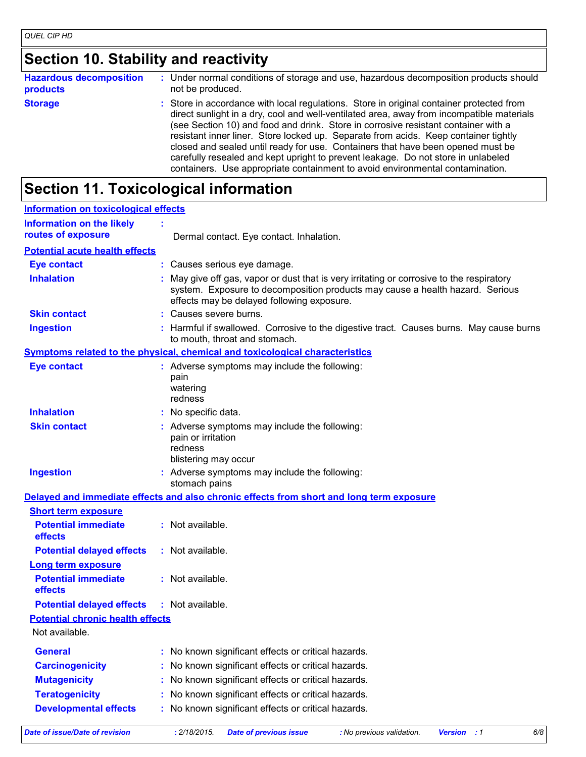## Section 10. Stability and reactivity

**Hazardous decomposition products** : Under normal conditions of storage and use, hazardous decomposition products should not be produced.

**Storage** : Store in accordance with local regulations. Store in original container protected from direct sunlight in a dry, cool and well-ventilated area, away from incompatible materials (see Section 10) and food and drink. Store in corrosive resistant container with a resistant inner liner. Store locked up. Separate from acids. Keep container tightly closed and sealed until ready for use. Containers that have been opened must be carefully resealed and kept upright to prevent leakage. Do not store in unlabeled containers. Use appropriate containment to avoid environmental contamination.

## Section 11. Toxicological information

**Information on toxicological effects**

**Information on the likely routes of exposure** : Dermal contact. Eye contact. Inhalation.

**Potential acute health effects**

**Eye contact** : Causes serious eye damage.

**Inhalation** : May give off gas, vapor or dust that is very irritating or corrosive to the respiratory system. Exposure to decomposition products may cause a health hazard. Serious effects may be delayed following exposure.

**Skin contact** : Causes severe burns.

**Ingestion** : Harmful if swallowed. Corrosive to the digestive tract. Causes burns. May cause burns to mouth, throat and stomach.

**Symptoms related to the physical, chemical and toxicological characteristics**

**Eye contact** : Adverse symptoms may include the following:
pain
watering
redness

**Inhalation** : No specific data.

**Skin contact** : Adverse symptoms may include the following:
pain or irritation
redness
blistering may occur

**Ingestion** : Adverse symptoms may include the following:
stomach pains

**Delayed and immediate effects and also chronic effects from short and long term exposure**

**Short term exposure**

**Potential immediate effects** : Not available.

**Potential delayed effects** : Not available.

**Long term exposure**

**Potential immediate effects** : Not available.

**Potential delayed effects** : Not available.

**Potential chronic health effects**

Not available.

**General** : No known significant effects or critical hazards.

**Carcinogenicity** : No known significant effects or critical hazards.

**Mutagenicity** : No known significant effects or critical hazards.

**Teratogenicity** : No known significant effects or critical hazards.

**Developmental effects** : No known significant effects or critical hazards.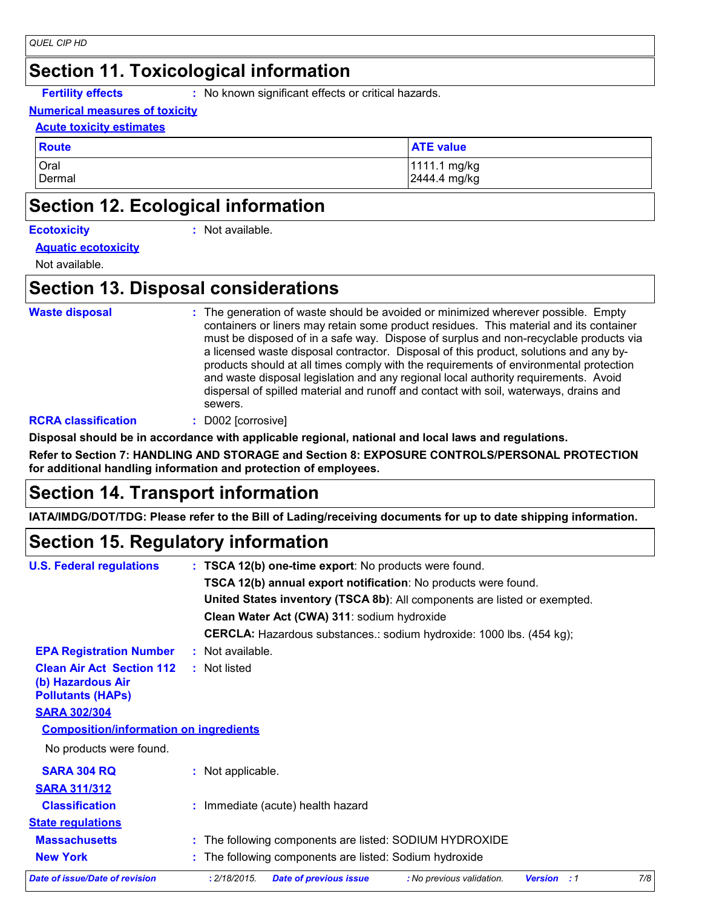## Section 11. Toxicological information

**Fertility effects** : No known significant effects or critical hazards.

**Numerical measures of toxicity**

**Acute toxicity estimates**

| Route | ATE value |
|---|---|
| Oral | 1111.1 mg/kg |
| Dermal | 2444.4 mg/kg |

## Section 12. Ecological information

**Ecotoxicity** : Not available.

**Aquatic ecotoxicity**

Not available.

## Section 13. Disposal considerations

**Waste disposal** : The generation of waste should be avoided or minimized wherever possible. Empty containers or liners may retain some product residues. This material and its container must be disposed of in a safe way. Dispose of surplus and non-recyclable products via a licensed waste disposal contractor. Disposal of this product, solutions and any by-products should at all times comply with the requirements of environmental protection and waste disposal legislation and any regional local authority requirements. Avoid dispersal of spilled material and runoff and contact with soil, waterways, drains and sewers.

**RCRA classification** : D002 [corrosive]

**Disposal should be in accordance with applicable regional, national and local laws and regulations.**

**Refer to Section 7: HANDLING AND STORAGE and Section 8: EXPOSURE CONTROLS/PERSONAL PROTECTION for additional handling information and protection of employees.**

## Section 14. Transport information

**IATA/IMDG/DOT/TDG: Please refer to the Bill of Lading/receiving documents for up to date shipping information.**

## Section 15. Regulatory information

**U.S. Federal regulations** : **TSCA 12(b) one-time export**: No products were found.

**TSCA 12(b) annual export notification**: No products were found.

**United States inventory (TSCA 8b)**: All components are listed or exempted.

**Clean Water Act (CWA) 311**: sodium hydroxide

**CERCLA:** Hazardous substances.: sodium hydroxide: 1000 lbs. (454 kg);

**EPA Registration Number** : Not available.

**Clean Air Act Section 112 (b) Hazardous Air Pollutants (HAPs)** : Not listed

**SARA 302/304**

**Composition/information on ingredients**

No products were found.

**SARA 304 RQ** : Not applicable.

**SARA 311/312**

**Classification** : Immediate (acute) health hazard

**State regulations**

**Massachusetts** : The following components are listed: SODIUM HYDROXIDE

**New York** : The following components are listed: Sodium hydroxide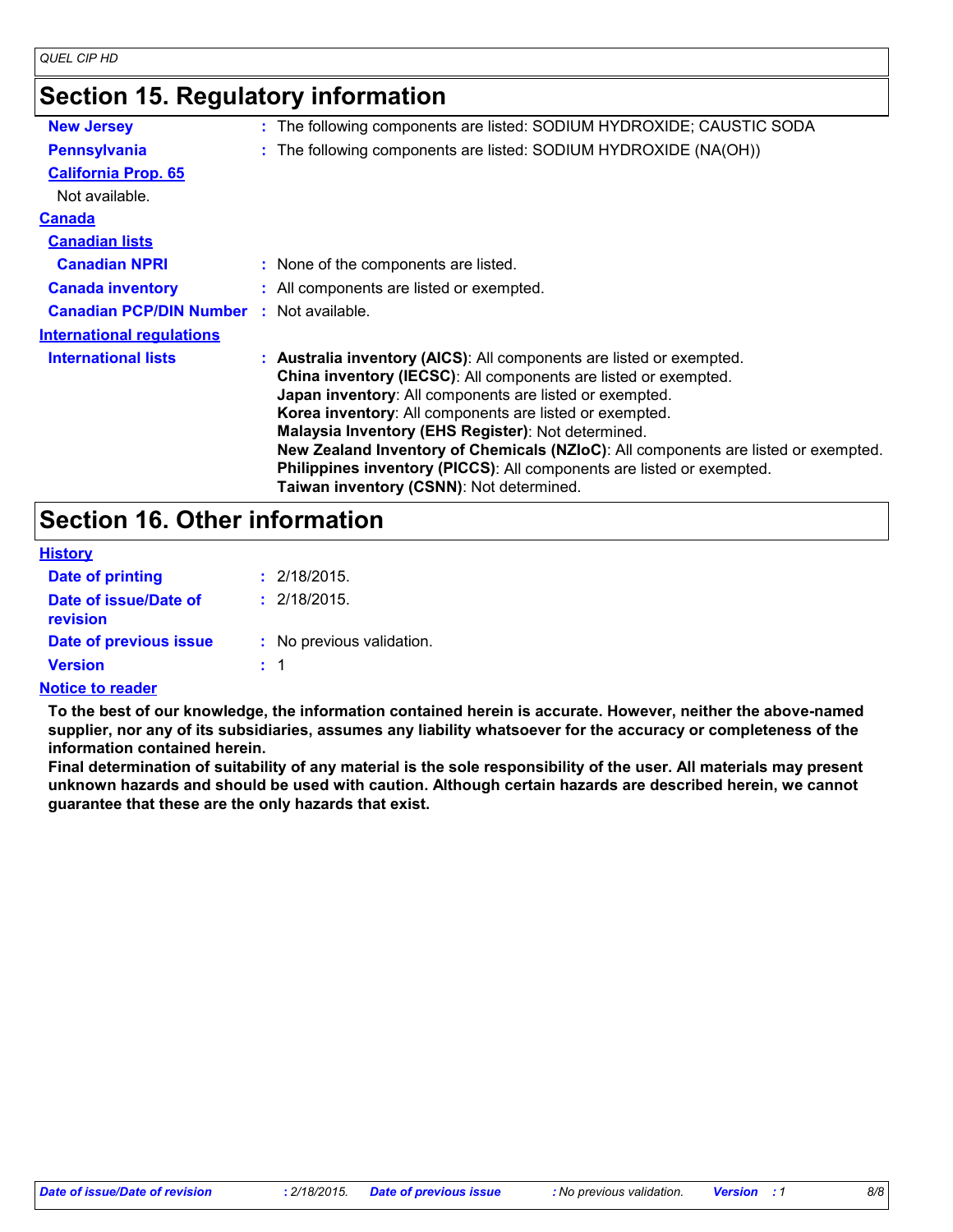## Section 15. Regulatory information

**New Jersey** : The following components are listed: SODIUM HYDROXIDE; CAUSTIC SODA

**Pennsylvania** : The following components are listed: SODIUM HYDROXIDE (NA(OH))

**California Prop. 65**

Not available.

**Canada**

**Canadian lists**

**Canadian NPRI** : None of the components are listed.

**Canada inventory** : All components are listed or exempted.

**Canadian PCP/DIN Number** : Not available.

**International regulations**

**International lists** :

**Australia inventory (AICS)**: All components are listed or exempted.
**China inventory (IECSC)**: All components are listed or exempted.
**Japan inventory**: All components are listed or exempted.
**Korea inventory**: All components are listed or exempted.
**Malaysia Inventory (EHS Register)**: Not determined.
**New Zealand Inventory of Chemicals (NZIoC)**: All components are listed or exempted.
**Philippines inventory (PICCS)**: All components are listed or exempted.
**Taiwan inventory (CSNN)**: Not determined.

## Section 16. Other information

**History**

**Date of printing** : 2/18/2015.

**Date of issue/Date of revision** : 2/18/2015.

**Date of previous issue** : No previous validation.

**Version** : 1

**Notice to reader**

**To the best of our knowledge, the information contained herein is accurate. However, neither the above-named supplier, nor any of its subsidiaries, assumes any liability whatsoever for the accuracy or completeness of the information contained herein.**
**Final determination of suitability of any material is the sole responsibility of the user. All materials may present unknown hazards and should be used with caution. Although certain hazards are described herein, we cannot guarantee that these are the only hazards that exist.**